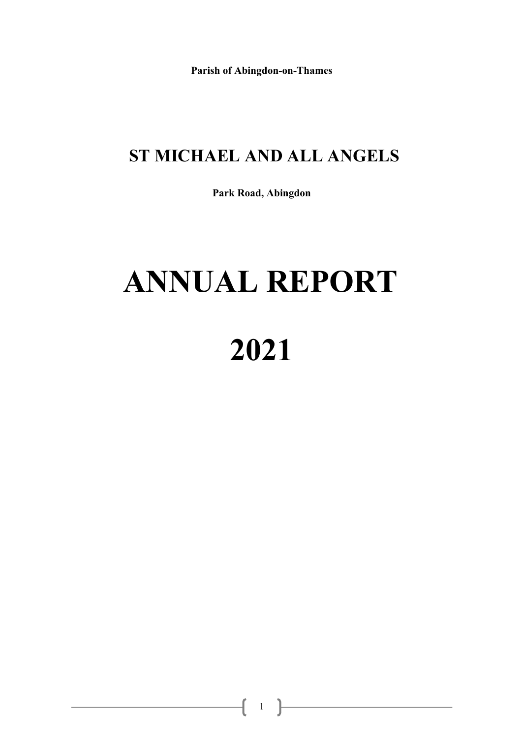**Parish of Abingdon-on-Thames**

## ST MICHAEL AND ALL ANGELS

**Park Road, Abingdon**

# ANNUAL REPORT

# 2021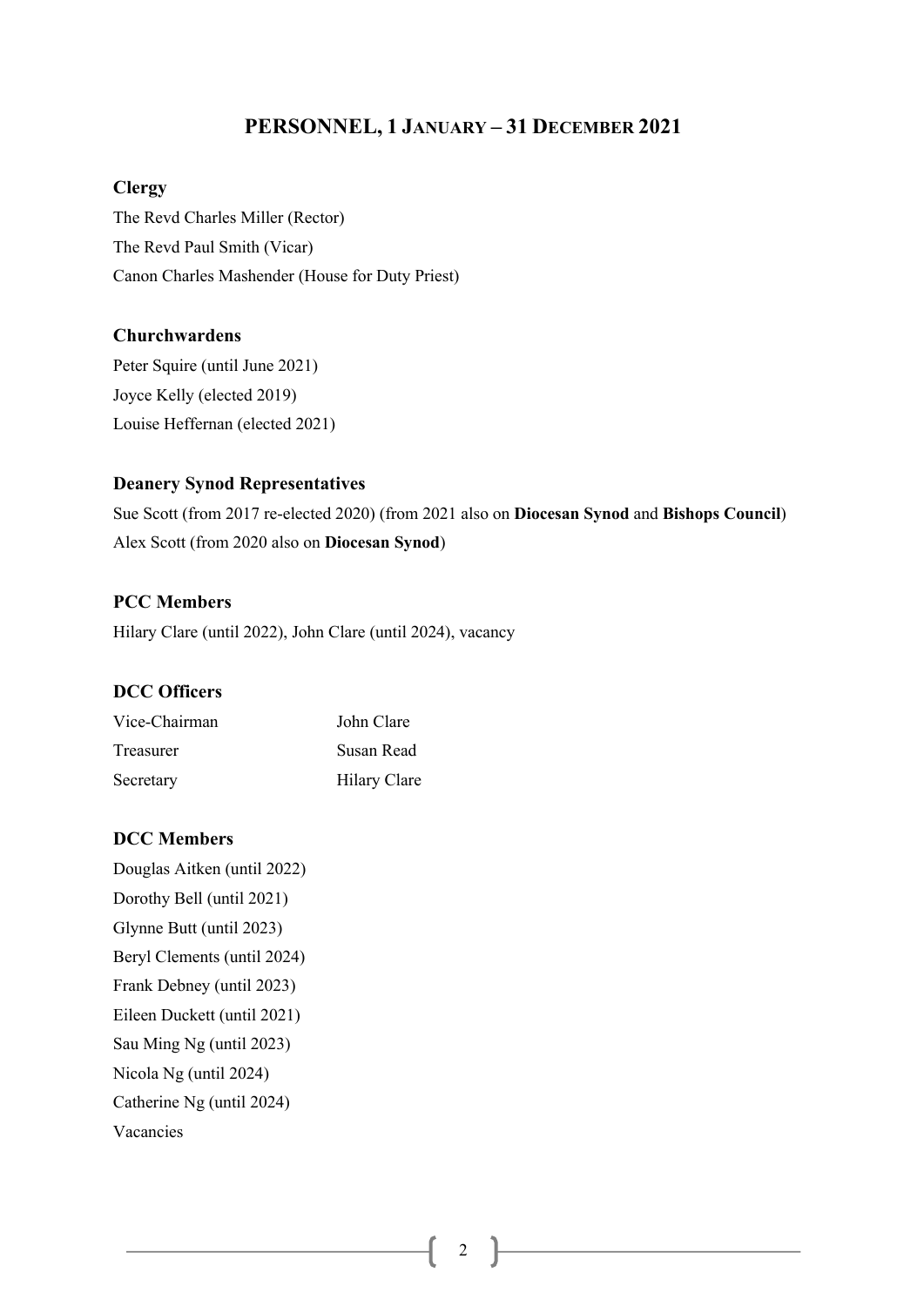# PERSONNEL, 1 JANUARY – 31 DECEMBER 2021

### Clergy

The Revd Charles Miller (Rector)

The Revd Paul Smith (Vicar)

Canon Charles Mashender (House for Duty Priest)

### Churchwardens

Peter Squire (until June 2021)

Joyce Kelly (elected 2019)

Louise Heffernan (elected 2021)

### Deanery Synod Representatives

Sue Scott (from 2017 re-elected 2020) (from 2021 also on **Diocesan Synod** and **Bishops Council**)

Alex Scott (from 2020 also on **Diocesan Synod**)

### PCC Members

Hilary Clare (until 2022), John Clare (until 2024), vacancy

### DCC Officers

| | |
|---|---|
| Vice-Chairman | John Clare |
| Treasurer | Susan Read |
| Secretary | Hilary Clare |

### DCC Members

Douglas Aitken (until 2022)

Dorothy Bell (until 2021)

Glynne Butt (until 2023)

Beryl Clements (until 2024)

Frank Debney (until 2023)

Eileen Duckett (until 2021)

Sau Ming Ng (until 2023)

Nicola Ng (until 2024)

Catherine Ng (until 2024)

Vacancies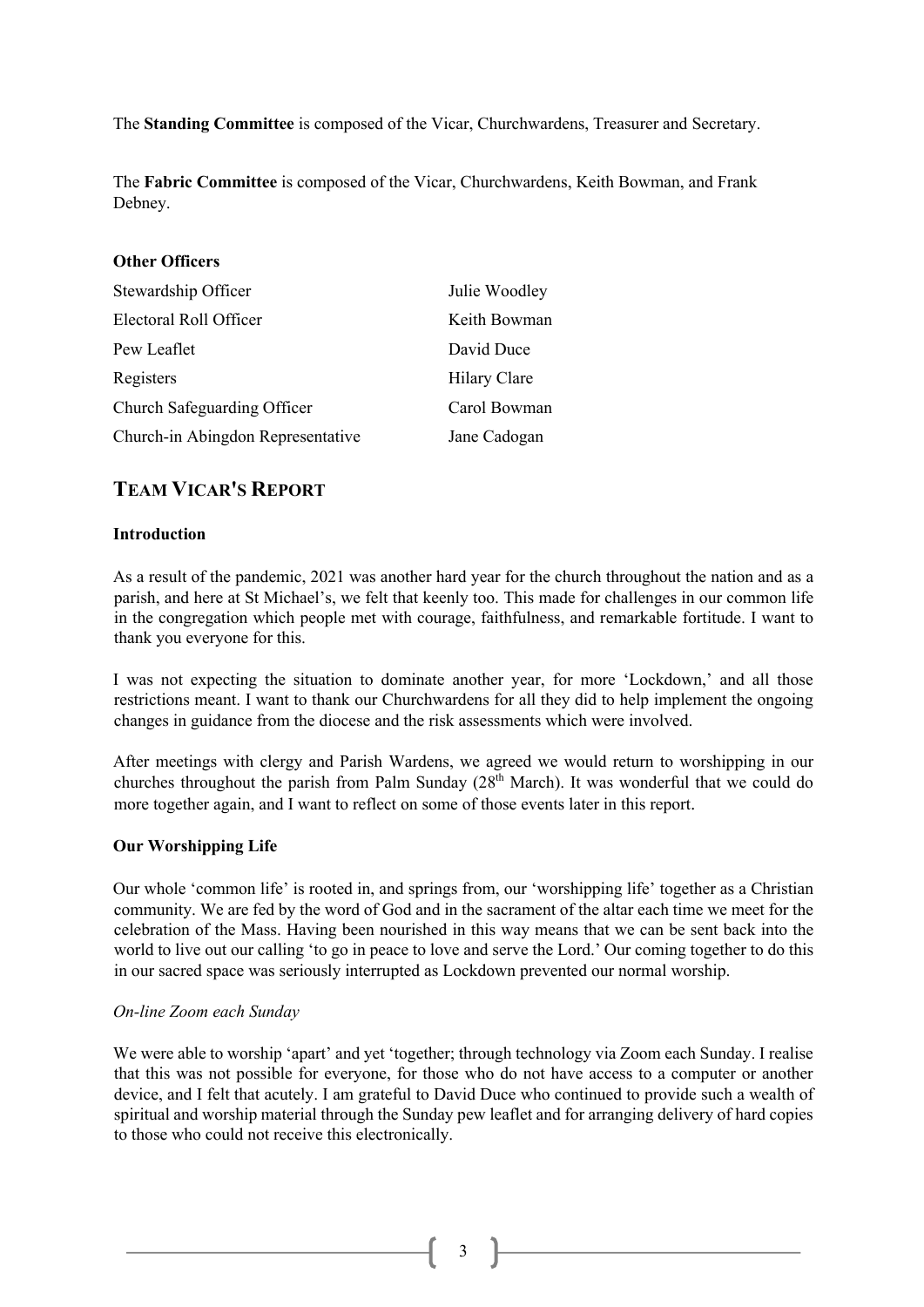The **Standing Committee** is composed of the Vicar, Churchwardens, Treasurer and Secretary.

The **Fabric Committee** is composed of the Vicar, Churchwardens, Keith Bowman, and Frank Debney.

**Other Officers**

| | |
|---|---|
| Stewardship Officer | Julie Woodley |
| Electoral Roll Officer | Keith Bowman |
| Pew Leaflet | David Duce |
| Registers | Hilary Clare |
| Church Safeguarding Officer | Carol Bowman |
| Church-in Abingdon Representative | Jane Cadogan |

## TEAM VICAR'S REPORT

**Introduction**

As a result of the pandemic, 2021 was another hard year for the church throughout the nation and as a parish, and here at St Michael's, we felt that keenly too. This made for challenges in our common life in the congregation which people met with courage, faithfulness, and remarkable fortitude. I want to thank you everyone for this.

I was not expecting the situation to dominate another year, for more 'Lockdown,' and all those restrictions meant. I want to thank our Churchwardens for all they did to help implement the ongoing changes in guidance from the diocese and the risk assessments which were involved.

After meetings with clergy and Parish Wardens, we agreed we would return to worshipping in our churches throughout the parish from Palm Sunday (28th March). It was wonderful that we could do more together again, and I want to reflect on some of those events later in this report.

**Our Worshipping Life**

Our whole 'common life' is rooted in, and springs from, our 'worshipping life' together as a Christian community. We are fed by the word of God and in the sacrament of the altar each time we meet for the celebration of the Mass. Having been nourished in this way means that we can be sent back into the world to live out our calling 'to go in peace to love and serve the Lord.' Our coming together to do this in our sacred space was seriously interrupted as Lockdown prevented our normal worship.

*On-line Zoom each Sunday*

We were able to worship 'apart' and yet 'together; through technology via Zoom each Sunday. I realise that this was not possible for everyone, for those who do not have access to a computer or another device, and I felt that acutely. I am grateful to David Duce who continued to provide such a wealth of spiritual and worship material through the Sunday pew leaflet and for arranging delivery of hard copies to those who could not receive this electronically.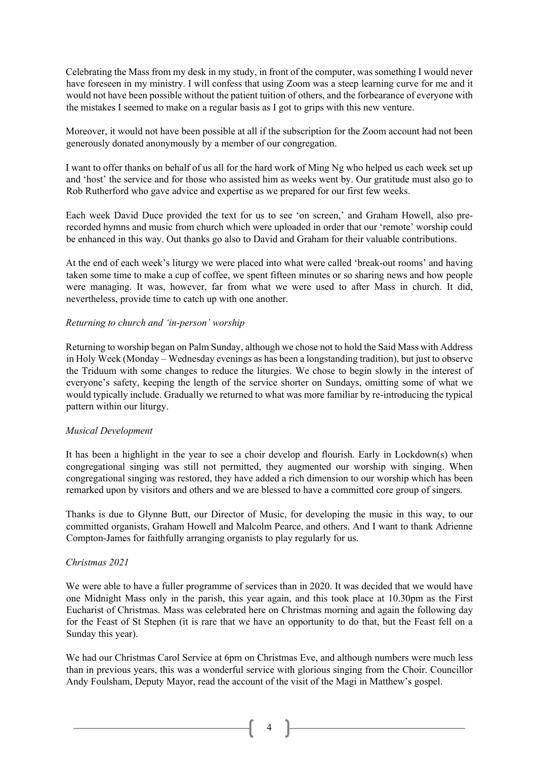Celebrating the Mass from my desk in my study, in front of the computer, was something I would never have foreseen in my ministry. I will confess that using Zoom was a steep learning curve for me and it would not have been possible without the patient tuition of others, and the forbearance of everyone with the mistakes I seemed to make on a regular basis as I got to grips with this new venture.

Moreover, it would not have been possible at all if the subscription for the Zoom account had not been generously donated anonymously by a member of our congregation.

I want to offer thanks on behalf of us all for the hard work of Ming Ng who helped us each week set up and 'host' the service and for those who assisted him as weeks went by. Our gratitude must also go to Rob Rutherford who gave advice and expertise as we prepared for our first few weeks.

Each week David Duce provided the text for us to see 'on screen,' and Graham Howell, also pre-recorded hymns and music from church which were uploaded in order that our 'remote' worship could be enhanced in this way. Out thanks go also to David and Graham for their valuable contributions.

At the end of each week's liturgy we were placed into what were called 'break-out rooms' and having taken some time to make a cup of coffee, we spent fifteen minutes or so sharing news and how people were managing. It was, however, far from what we were used to after Mass in church. It did, nevertheless, provide time to catch up with one another.

*Returning to church and 'in-person' worship*

Returning to worship began on Palm Sunday, although we chose not to hold the Said Mass with Address in Holy Week (Monday – Wednesday evenings as has been a longstanding tradition), but just to observe the Triduum with some changes to reduce the liturgies. We chose to begin slowly in the interest of everyone's safety, keeping the length of the service shorter on Sundays, omitting some of what we would typically include. Gradually we returned to what was more familiar by re-introducing the typical pattern within our liturgy.

*Musical Development*

It has been a highlight in the year to see a choir develop and flourish. Early in Lockdown(s) when congregational singing was still not permitted, they augmented our worship with singing. When congregational singing was restored, they have added a rich dimension to our worship which has been remarked upon by visitors and others and we are blessed to have a committed core group of singers.

Thanks is due to Glynne Butt, our Director of Music, for developing the music in this way, to our committed organists, Graham Howell and Malcolm Pearce, and others. And I want to thank Adrienne Compton-James for faithfully arranging organists to play regularly for us.

*Christmas 2021*

We were able to have a fuller programme of services than in 2020. It was decided that we would have one Midnight Mass only in the parish, this year again, and this took place at 10.30pm as the First Eucharist of Christmas. Mass was celebrated here on Christmas morning and again the following day for the Feast of St Stephen (it is rare that we have an opportunity to do that, but the Feast fell on a Sunday this year).

We had our Christmas Carol Service at 6pm on Christmas Eve, and although numbers were much less than in previous years, this was a wonderful service with glorious singing from the Choir. Councillor Andy Foulsham, Deputy Mayor, read the account of the visit of the Magi in Matthew's gospel.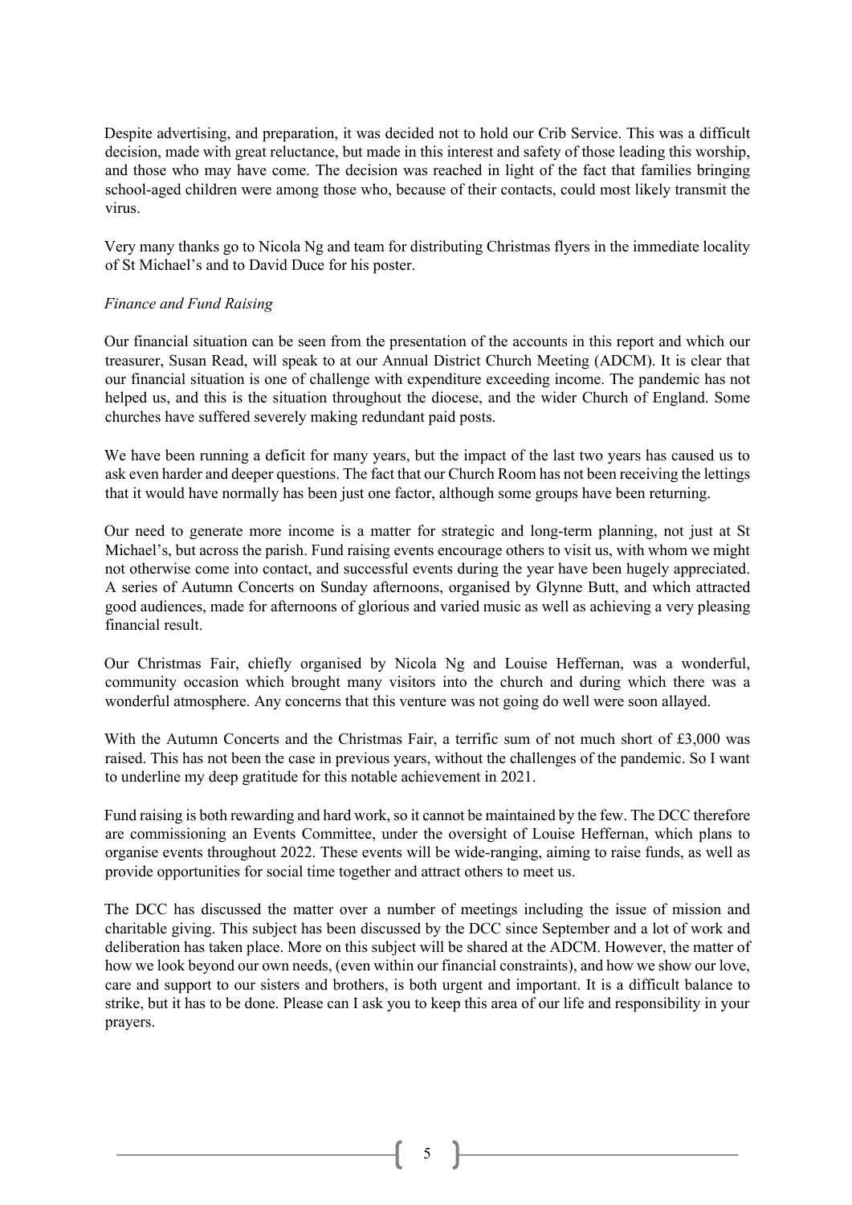Despite advertising, and preparation, it was decided not to hold our Crib Service. This was a difficult decision, made with great reluctance, but made in this interest and safety of those leading this worship, and those who may have come. The decision was reached in light of the fact that families bringing school-aged children were among those who, because of their contacts, could most likely transmit the virus.

Very many thanks go to Nicola Ng and team for distributing Christmas flyers in the immediate locality of St Michael's and to David Duce for his poster.

*Finance and Fund Raising*

Our financial situation can be seen from the presentation of the accounts in this report and which our treasurer, Susan Read, will speak to at our Annual District Church Meeting (ADCM). It is clear that our financial situation is one of challenge with expenditure exceeding income. The pandemic has not helped us, and this is the situation throughout the diocese, and the wider Church of England. Some churches have suffered severely making redundant paid posts.

We have been running a deficit for many years, but the impact of the last two years has caused us to ask even harder and deeper questions. The fact that our Church Room has not been receiving the lettings that it would have normally has been just one factor, although some groups have been returning.

Our need to generate more income is a matter for strategic and long-term planning, not just at St Michael's, but across the parish. Fund raising events encourage others to visit us, with whom we might not otherwise come into contact, and successful events during the year have been hugely appreciated. A series of Autumn Concerts on Sunday afternoons, organised by Glynne Butt, and which attracted good audiences, made for afternoons of glorious and varied music as well as achieving a very pleasing financial result.

Our Christmas Fair, chiefly organised by Nicola Ng and Louise Heffernan, was a wonderful, community occasion which brought many visitors into the church and during which there was a wonderful atmosphere. Any concerns that this venture was not going do well were soon allayed.

With the Autumn Concerts and the Christmas Fair, a terrific sum of not much short of £3,000 was raised. This has not been the case in previous years, without the challenges of the pandemic. So I want to underline my deep gratitude for this notable achievement in 2021.

Fund raising is both rewarding and hard work, so it cannot be maintained by the few. The DCC therefore are commissioning an Events Committee, under the oversight of Louise Heffernan, which plans to organise events throughout 2022. These events will be wide-ranging, aiming to raise funds, as well as provide opportunities for social time together and attract others to meet us.

The DCC has discussed the matter over a number of meetings including the issue of mission and charitable giving. This subject has been discussed by the DCC since September and a lot of work and deliberation has taken place. More on this subject will be shared at the ADCM. However, the matter of how we look beyond our own needs, (even within our financial constraints), and how we show our love, care and support to our sisters and brothers, is both urgent and important. It is a difficult balance to strike, but it has to be done. Please can I ask you to keep this area of our life and responsibility in your prayers.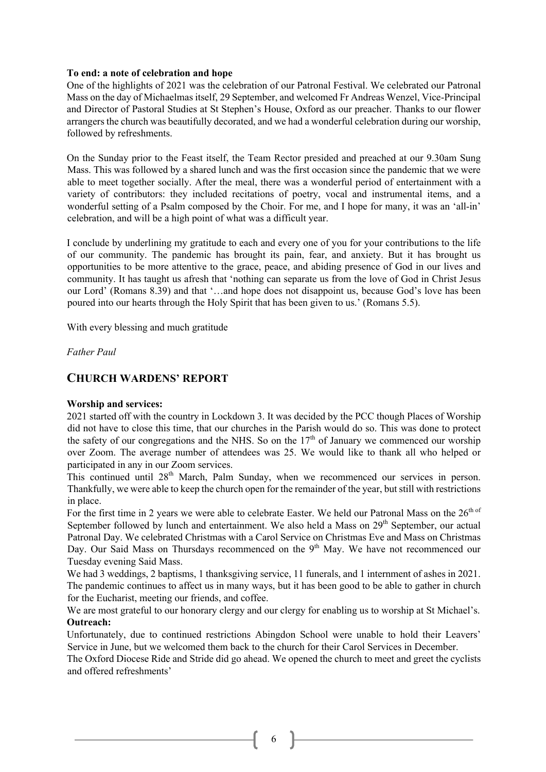**To end: a note of celebration and hope**

One of the highlights of 2021 was the celebration of our Patronal Festival. We celebrated our Patronal Mass on the day of Michaelmas itself, 29 September, and welcomed Fr Andreas Wenzel, Vice-Principal and Director of Pastoral Studies at St Stephen's House, Oxford as our preacher. Thanks to our flower arrangers the church was beautifully decorated, and we had a wonderful celebration during our worship, followed by refreshments.

On the Sunday prior to the Feast itself, the Team Rector presided and preached at our 9.30am Sung Mass. This was followed by a shared lunch and was the first occasion since the pandemic that we were able to meet together socially. After the meal, there was a wonderful period of entertainment with a variety of contributors: they included recitations of poetry, vocal and instrumental items, and a wonderful setting of a Psalm composed by the Choir. For me, and I hope for many, it was an 'all-in' celebration, and will be a high point of what was a difficult year.

I conclude by underlining my gratitude to each and every one of you for your contributions to the life of our community. The pandemic has brought its pain, fear, and anxiety. But it has brought us opportunities to be more attentive to the grace, peace, and abiding presence of God in our lives and community. It has taught us afresh that 'nothing can separate us from the love of God in Christ Jesus our Lord' (Romans 8.39) and that '…and hope does not disappoint us, because God's love has been poured into our hearts through the Holy Spirit that has been given to us.' (Romans 5.5).

With every blessing and much gratitude

*Father Paul*

## CHURCH WARDENS' REPORT

**Worship and services:**

2021 started off with the country in Lockdown 3. It was decided by the PCC though Places of Worship did not have to close this time, that our churches in the Parish would do so. This was done to protect the safety of our congregations and the NHS. So on the 17th of January we commenced our worship over Zoom. The average number of attendees was 25. We would like to thank all who helped or participated in any in our Zoom services.

This continued until 28th March, Palm Sunday, when we recommenced our services in person. Thankfully, we were able to keep the church open for the remainder of the year, but still with restrictions in place.

For the first time in 2 years we were able to celebrate Easter. We held our Patronal Mass on the 26th of September followed by lunch and entertainment. We also held a Mass on 29th September, our actual Patronal Day. We celebrated Christmas with a Carol Service on Christmas Eve and Mass on Christmas Day. Our Said Mass on Thursdays recommenced on the 9th May. We have not recommenced our Tuesday evening Said Mass.

We had 3 weddings, 2 baptisms, 1 thanksgiving service, 11 funerals, and 1 internment of ashes in 2021. The pandemic continues to affect us in many ways, but it has been good to be able to gather in church for the Eucharist, meeting our friends, and coffee.

We are most grateful to our honorary clergy and our clergy for enabling us to worship at St Michael's.

**Outreach:**

Unfortunately, due to continued restrictions Abingdon School were unable to hold their Leavers' Service in June, but we welcomed them back to the church for their Carol Services in December.

The Oxford Diocese Ride and Stride did go ahead. We opened the church to meet and greet the cyclists and offered refreshments'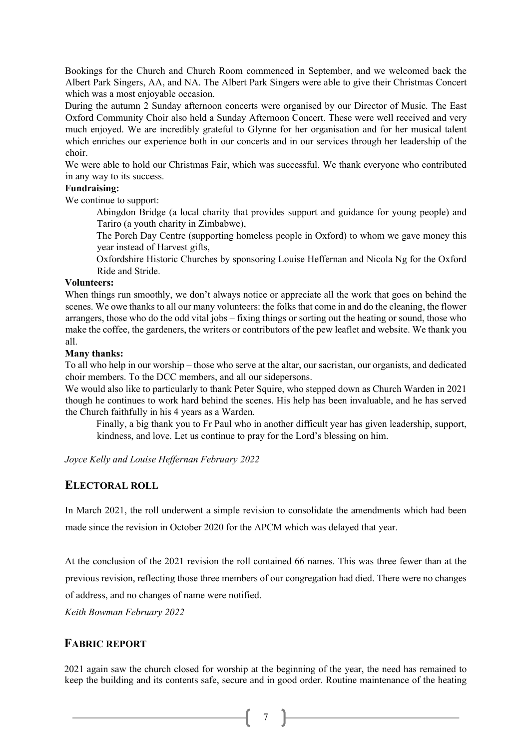Bookings for the Church and Church Room commenced in September, and we welcomed back the Albert Park Singers, AA, and NA. The Albert Park Singers were able to give their Christmas Concert which was a most enjoyable occasion.

During the autumn 2 Sunday afternoon concerts were organised by our Director of Music. The East Oxford Community Choir also held a Sunday Afternoon Concert. These were well received and very much enjoyed. We are incredibly grateful to Glynne for her organisation and for her musical talent which enriches our experience both in our concerts and in our services through her leadership of the choir.

We were able to hold our Christmas Fair, which was successful. We thank everyone who contributed in any way to its success.

**Fundraising:**

We continue to support:

Abingdon Bridge (a local charity that provides support and guidance for young people) and Tariro (a youth charity in Zimbabwe),

The Porch Day Centre (supporting homeless people in Oxford) to whom we gave money this year instead of Harvest gifts,

Oxfordshire Historic Churches by sponsoring Louise Heffernan and Nicola Ng for the Oxford Ride and Stride.

**Volunteers:**

When things run smoothly, we don't always notice or appreciate all the work that goes on behind the scenes. We owe thanks to all our many volunteers: the folks that come in and do the cleaning, the flower arrangers, those who do the odd vital jobs – fixing things or sorting out the heating or sound, those who make the coffee, the gardeners, the writers or contributors of the pew leaflet and website. We thank you all.

**Many thanks:**

To all who help in our worship – those who serve at the altar, our sacristan, our organists, and dedicated choir members. To the DCC members, and all our sidepersons.

We would also like to particularly to thank Peter Squire, who stepped down as Church Warden in 2021 though he continues to work hard behind the scenes. His help has been invaluable, and he has served the Church faithfully in his 4 years as a Warden.

Finally, a big thank you to Fr Paul who in another difficult year has given leadership, support, kindness, and love. Let us continue to pray for the Lord's blessing on him.

*Joyce Kelly and Louise Heffernan February 2022*

## ELECTORAL ROLL

In March 2021, the roll underwent a simple revision to consolidate the amendments which had been made since the revision in October 2020 for the APCM which was delayed that year.

At the conclusion of the 2021 revision the roll contained 66 names. This was three fewer than at the previous revision, reflecting those three members of our congregation had died. There were no changes of address, and no changes of name were notified.

*Keith Bowman February 2022*

## FABRIC REPORT

2021 again saw the church closed for worship at the beginning of the year, the need has remained to keep the building and its contents safe, secure and in good order. Routine maintenance of the heating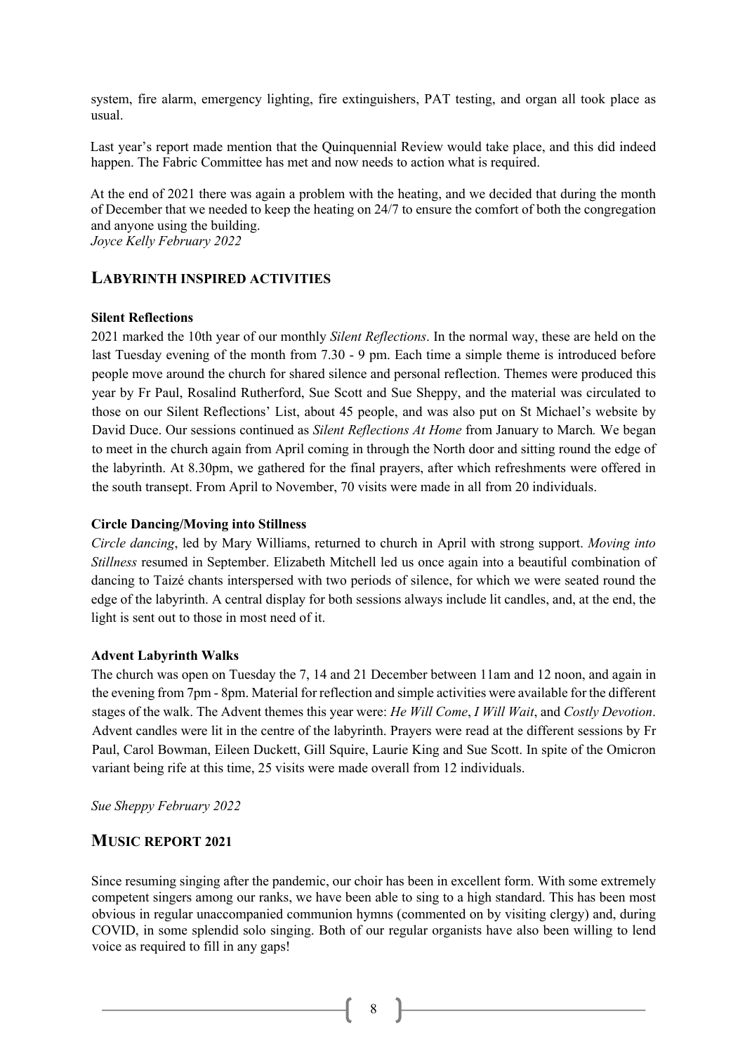system, fire alarm, emergency lighting, fire extinguishers, PAT testing, and organ all took place as usual.

Last year's report made mention that the Quinquennial Review would take place, and this did indeed happen. The Fabric Committee has met and now needs to action what is required.

At the end of 2021 there was again a problem with the heating, and we decided that during the month of December that we needed to keep the heating on 24/7 to ensure the comfort of both the congregation and anyone using the building.
*Joyce Kelly February 2022*

## LABYRINTH INSPIRED ACTIVITIES

**Silent Reflections**
2021 marked the 10th year of our monthly *Silent Reflections*. In the normal way, these are held on the last Tuesday evening of the month from 7.30 - 9 pm. Each time a simple theme is introduced before people move around the church for shared silence and personal reflection. Themes were produced this year by Fr Paul, Rosalind Rutherford, Sue Scott and Sue Sheppy, and the material was circulated to those on our Silent Reflections' List, about 45 people, and was also put on St Michael's website by David Duce. Our sessions continued as *Silent Reflections At Home* from January to March*.* We began to meet in the church again from April coming in through the North door and sitting round the edge of the labyrinth. At 8.30pm, we gathered for the final prayers, after which refreshments were offered in the south transept. From April to November, 70 visits were made in all from 20 individuals.

**Circle Dancing/Moving into Stillness**
*Circle dancing*, led by Mary Williams, returned to church in April with strong support. *Moving into Stillness* resumed in September. Elizabeth Mitchell led us once again into a beautiful combination of dancing to Taizé chants interspersed with two periods of silence, for which we were seated round the edge of the labyrinth. A central display for both sessions always include lit candles, and, at the end, the light is sent out to those in most need of it.

**Advent Labyrinth Walks**
The church was open on Tuesday the 7, 14 and 21 December between 11am and 12 noon, and again in the evening from 7pm - 8pm. Material for reflection and simple activities were available for the different stages of the walk. The Advent themes this year were: *He Will Come*, *I Will Wait*, and *Costly Devotion*. Advent candles were lit in the centre of the labyrinth. Prayers were read at the different sessions by Fr Paul, Carol Bowman, Eileen Duckett, Gill Squire, Laurie King and Sue Scott. In spite of the Omicron variant being rife at this time, 25 visits were made overall from 12 individuals.

*Sue Sheppy February 2022*

## MUSIC REPORT 2021

Since resuming singing after the pandemic, our choir has been in excellent form. With some extremely competent singers among our ranks, we have been able to sing to a high standard. This has been most obvious in regular unaccompanied communion hymns (commented on by visiting clergy) and, during COVID, in some splendid solo singing. Both of our regular organists have also been willing to lend voice as required to fill in any gaps!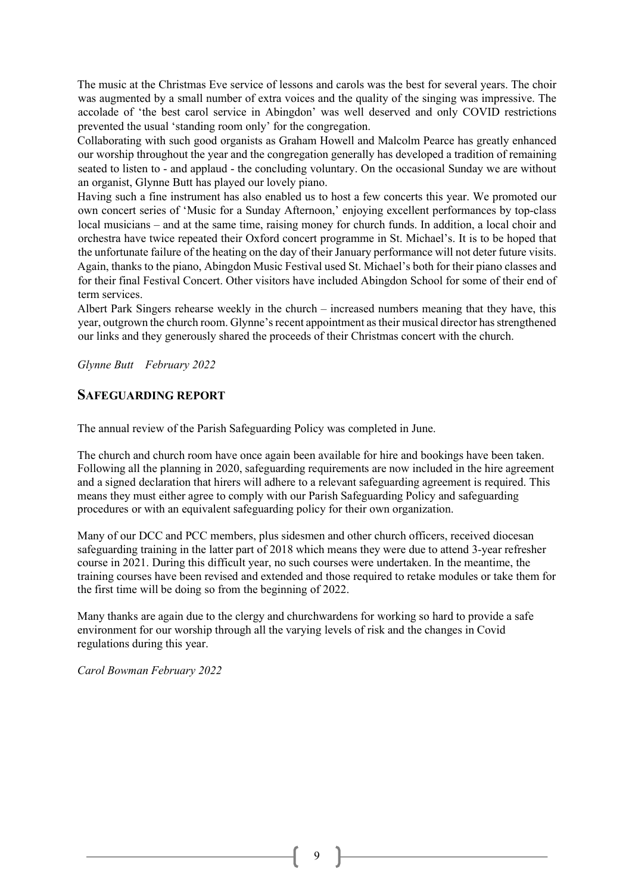The music at the Christmas Eve service of lessons and carols was the best for several years. The choir was augmented by a small number of extra voices and the quality of the singing was impressive. The accolade of 'the best carol service in Abingdon' was well deserved and only COVID restrictions prevented the usual 'standing room only' for the congregation.

Collaborating with such good organists as Graham Howell and Malcolm Pearce has greatly enhanced our worship throughout the year and the congregation generally has developed a tradition of remaining seated to listen to - and applaud - the concluding voluntary. On the occasional Sunday we are without an organist, Glynne Butt has played our lovely piano.

Having such a fine instrument has also enabled us to host a few concerts this year. We promoted our own concert series of 'Music for a Sunday Afternoon,' enjoying excellent performances by top-class local musicians – and at the same time, raising money for church funds. In addition, a local choir and orchestra have twice repeated their Oxford concert programme in St. Michael's. It is to be hoped that the unfortunate failure of the heating on the day of their January performance will not deter future visits.

Again, thanks to the piano, Abingdon Music Festival used St. Michael's both for their piano classes and for their final Festival Concert. Other visitors have included Abingdon School for some of their end of term services.

Albert Park Singers rehearse weekly in the church – increased numbers meaning that they have, this year, outgrown the church room. Glynne's recent appointment as their musical director has strengthened our links and they generously shared the proceeds of their Christmas concert with the church.

*Glynne Butt February 2022*

## SAFEGUARDING REPORT

The annual review of the Parish Safeguarding Policy was completed in June.

The church and church room have once again been available for hire and bookings have been taken. Following all the planning in 2020, safeguarding requirements are now included in the hire agreement and a signed declaration that hirers will adhere to a relevant safeguarding agreement is required. This means they must either agree to comply with our Parish Safeguarding Policy and safeguarding procedures or with an equivalent safeguarding policy for their own organization.

Many of our DCC and PCC members, plus sidesmen and other church officers, received diocesan safeguarding training in the latter part of 2018 which means they were due to attend 3-year refresher course in 2021. During this difficult year, no such courses were undertaken. In the meantime, the training courses have been revised and extended and those required to retake modules or take them for the first time will be doing so from the beginning of 2022.

Many thanks are again due to the clergy and churchwardens for working so hard to provide a safe environment for our worship through all the varying levels of risk and the changes in Covid regulations during this year.

*Carol Bowman February 2022*